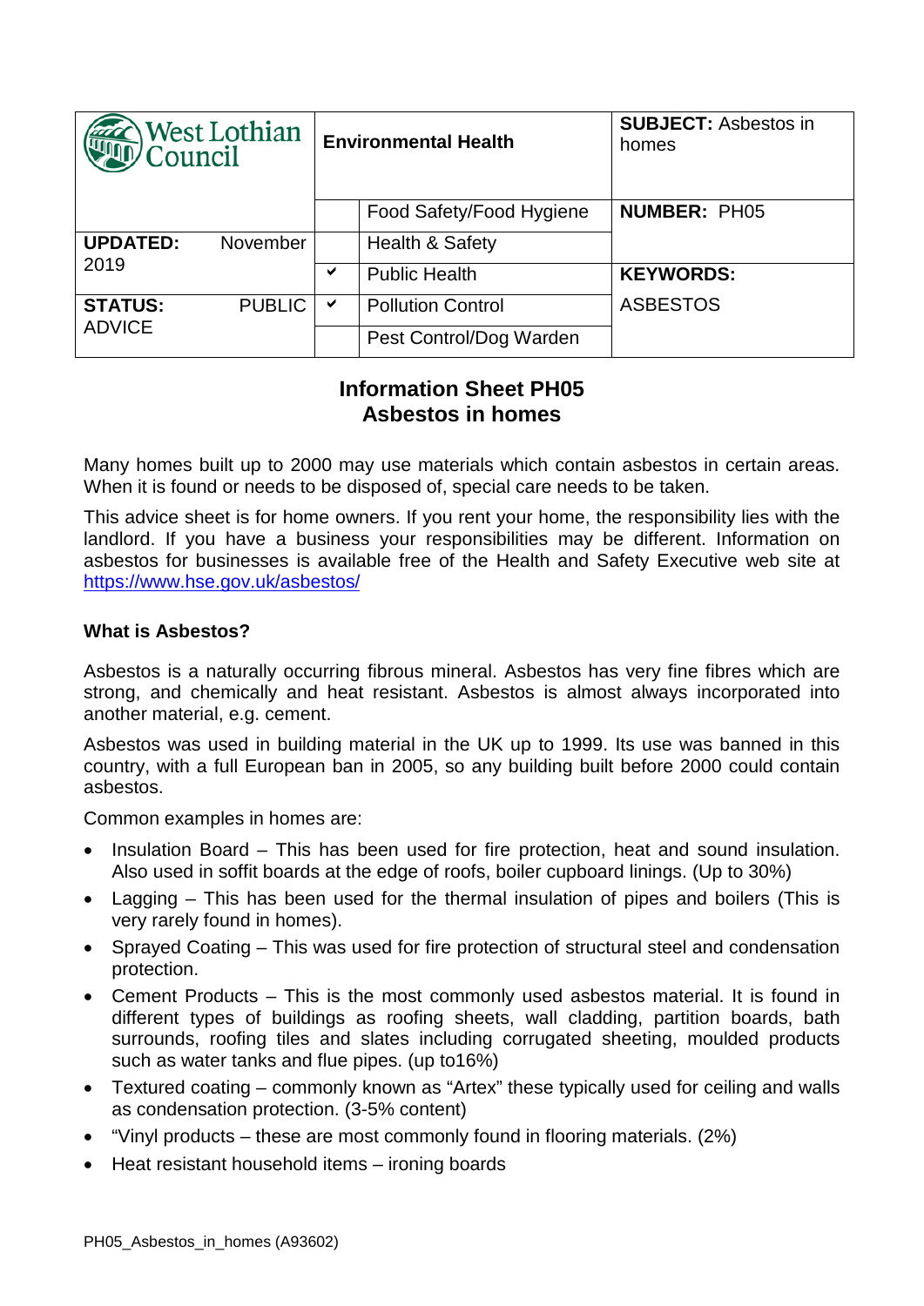| West Lothian Council | Environmental Health | | SUBJECT: Asbestos in homes |
|---|---|---|---|
| | | Food Safety/Food Hygiene | **NUMBER:** PH05 |
| **UPDATED:** November 2019 | | Health & Safety | |
| | ✔ | Public Health | **KEYWORDS:** |
| **STATUS:** PUBLIC ADVICE | ✔ | Pollution Control | ASBESTOS |
| | | Pest Control/Dog Warden | |

# Information Sheet PH05
# Asbestos in homes

Many homes built up to 2000 may use materials which contain asbestos in certain areas. When it is found or needs to be disposed of, special care needs to be taken.

This advice sheet is for home owners. If you rent your home, the responsibility lies with the landlord. If you have a business your responsibilities may be different. Information on asbestos for businesses is available free of the Health and Safety Executive web site at https://www.hse.gov.uk/asbestos/

### What is Asbestos?

Asbestos is a naturally occurring fibrous mineral. Asbestos has very fine fibres which are strong, and chemically and heat resistant. Asbestos is almost always incorporated into another material, e.g. cement.

Asbestos was used in building material in the UK up to 1999. Its use was banned in this country, with a full European ban in 2005, so any building built before 2000 could contain asbestos.

Common examples in homes are:

- Insulation Board – This has been used for fire protection, heat and sound insulation. Also used in soffit boards at the edge of roofs, boiler cupboard linings. (Up to 30%)
- Lagging – This has been used for the thermal insulation of pipes and boilers (This is very rarely found in homes).
- Sprayed Coating – This was used for fire protection of structural steel and condensation protection.
- Cement Products – This is the most commonly used asbestos material. It is found in different types of buildings as roofing sheets, wall cladding, partition boards, bath surrounds, roofing tiles and slates including corrugated sheeting, moulded products such as water tanks and flue pipes. (up to16%)
- Textured coating – commonly known as "Artex" these typically used for ceiling and walls as condensation protection. (3-5% content)
- "Vinyl products – these are most commonly found in flooring materials. (2%)
- Heat resistant household items – ironing boards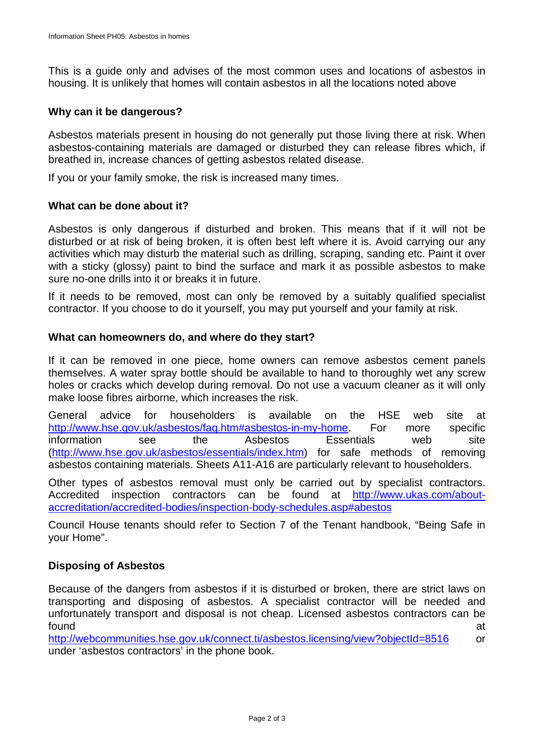This is a guide only and advises of the most common uses and locations of asbestos in housing. It is unlikely that homes will contain asbestos in all the locations noted above

**Why can it be dangerous?**

Asbestos materials present in housing do not generally put those living there at risk. When asbestos-containing materials are damaged or disturbed they can release fibres which, if breathed in, increase chances of getting asbestos related disease.

If you or your family smoke, the risk is increased many times.

**What can be done about it?**

Asbestos is only dangerous if disturbed and broken. This means that if it will not be disturbed or at risk of being broken, it is often best left where it is. Avoid carrying our any activities which may disturb the material such as drilling, scraping, sanding etc. Paint it over with a sticky (glossy) paint to bind the surface and mark it as possible asbestos to make sure no-one drills into it or breaks it in future.

If it needs to be removed, most can only be removed by a suitably qualified specialist contractor. If you choose to do it yourself, you may put yourself and your family at risk.

**What can homeowners do, and where do they start?**

If it can be removed in one piece, home owners can remove asbestos cement panels themselves. A water spray bottle should be available to hand to thoroughly wet any screw holes or cracks which develop during removal. Do not use a vacuum cleaner as it will only make loose fibres airborne, which increases the risk.

General advice for householders is available on the HSE web site at [http://www.hse.gov.uk/asbestos/faq.htm#asbestos-in-my-home](http://www.hse.gov.uk/asbestos/faq.htm#asbestos-in-my-home). For more specific information see the Asbestos Essentials web site ([http://www.hse.gov.uk/asbestos/essentials/index.htm](http://www.hse.gov.uk/asbestos/essentials/index.htm)) for safe methods of removing asbestos containing materials. Sheets A11-A16 are particularly relevant to householders.

Other types of asbestos removal must only be carried out by specialist contractors. Accredited inspection contractors can be found at [http://www.ukas.com/about-accreditation/accredited-bodies/inspection-body-schedules.asp#abestos](http://www.ukas.com/about-accreditation/accredited-bodies/inspection-body-schedules.asp#abestos)

Council House tenants should refer to Section 7 of the Tenant handbook, "Being Safe in your Home".

**Disposing of Asbestos**

Because of the dangers from asbestos if it is disturbed or broken, there are strict laws on transporting and disposing of asbestos. A specialist contractor will be needed and unfortunately transport and disposal is not cheap. Licensed asbestos contractors can be found at [http://webcommunities.hse.gov.uk/connect.ti/asbestos.licensing/view?objectId=8516](http://webcommunities.hse.gov.uk/connect.ti/asbestos.licensing/view?objectId=8516) or under 'asbestos contractors' in the phone book.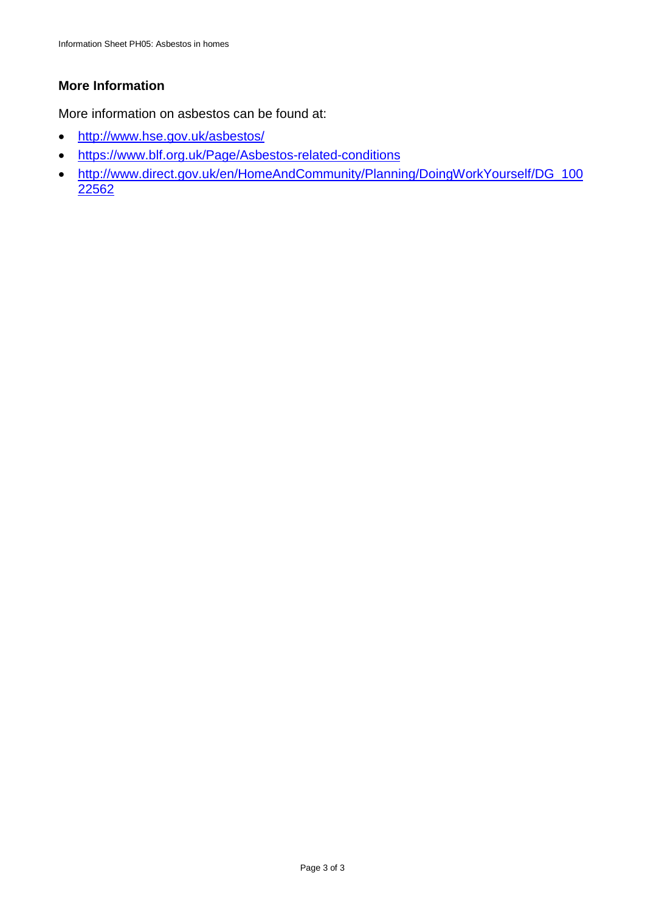## More Information

More information on asbestos can be found at:

- http://www.hse.gov.uk/asbestos/
- https://www.blf.org.uk/Page/Asbestos-related-conditions
- http://www.direct.gov.uk/en/HomeAndCommunity/Planning/DoingWorkYourself/DG_10022562